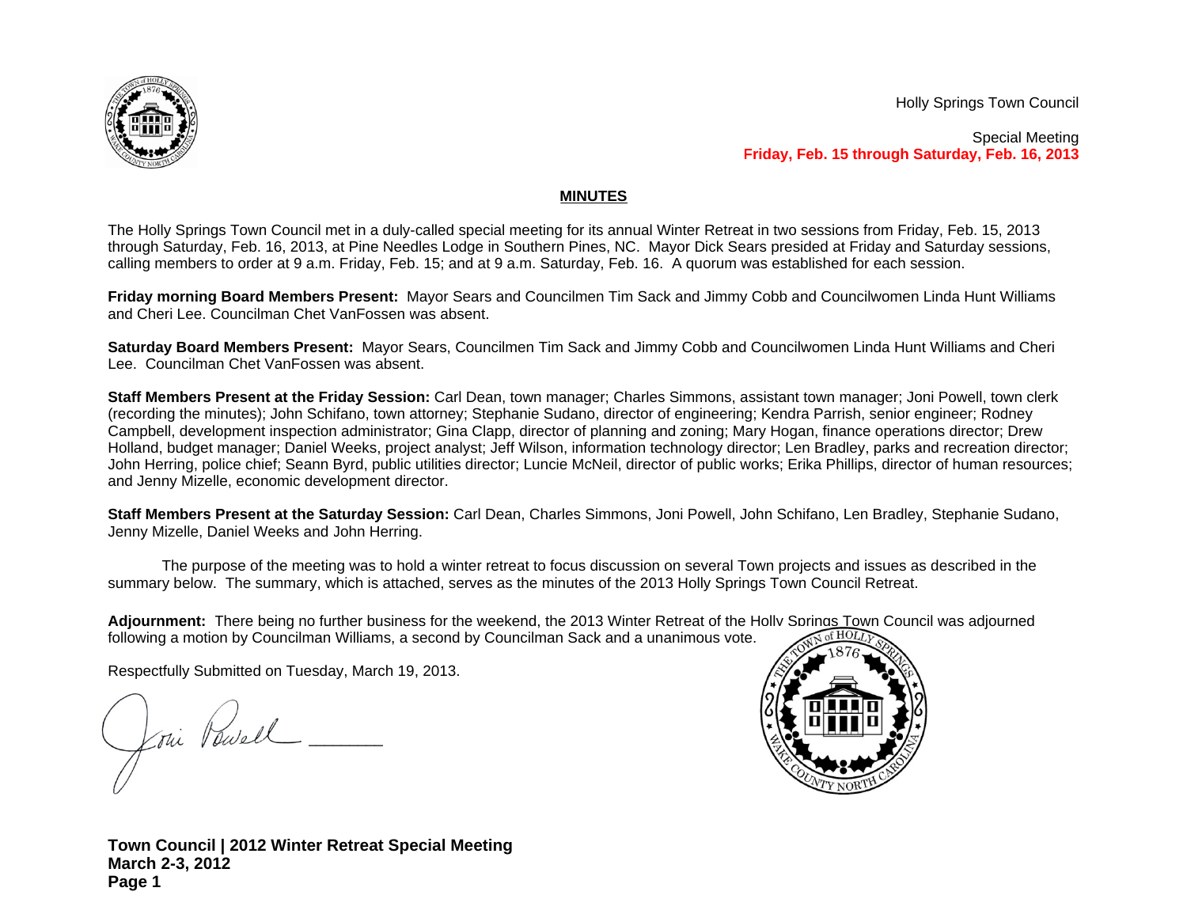Holly Springs Town Council

Special Meeting
**Friday, Feb. 15 through Saturday, Feb. 16, 2013**

## MINUTES

The Holly Springs Town Council met in a duly-called special meeting for its annual Winter Retreat in two sessions from Friday, Feb. 15, 2013 through Saturday, Feb. 16, 2013, at Pine Needles Lodge in Southern Pines, NC. Mayor Dick Sears presided at Friday and Saturday sessions, calling members to order at 9 a.m. Friday, Feb. 15; and at 9 a.m. Saturday, Feb. 16. A quorum was established for each session.

**Friday morning Board Members Present:** Mayor Sears and Councilmen Tim Sack and Jimmy Cobb and Councilwomen Linda Hunt Williams and Cheri Lee. Councilman Chet VanFossen was absent.

**Saturday Board Members Present:** Mayor Sears, Councilmen Tim Sack and Jimmy Cobb and Councilwomen Linda Hunt Williams and Cheri Lee. Councilman Chet VanFossen was absent.

**Staff Members Present at the Friday Session:** Carl Dean, town manager; Charles Simmons, assistant town manager; Joni Powell, town clerk (recording the minutes); John Schifano, town attorney; Stephanie Sudano, director of engineering; Kendra Parrish, senior engineer; Rodney Campbell, development inspection administrator; Gina Clapp, director of planning and zoning; Mary Hogan, finance operations director; Drew Holland, budget manager; Daniel Weeks, project analyst; Jeff Wilson, information technology director; Len Bradley, parks and recreation director; John Herring, police chief; Seann Byrd, public utilities director; Luncie McNeil, director of public works; Erika Phillips, director of human resources; and Jenny Mizelle, economic development director.

**Staff Members Present at the Saturday Session:** Carl Dean, Charles Simmons, Joni Powell, John Schifano, Len Bradley, Stephanie Sudano, Jenny Mizelle, Daniel Weeks and John Herring.

The purpose of the meeting was to hold a winter retreat to focus discussion on several Town projects and issues as described in the summary below. The summary, which is attached, serves as the minutes of the 2013 Holly Springs Town Council Retreat.

**Adjournment:** There being no further business for the weekend, the 2013 Winter Retreat of the Holly Springs Town Council was adjourned following a motion by Councilman Williams, a second by Councilman Sack and a unanimous vote.

Respectfully Submitted on Tuesday, March 19, 2013.

Joni Powell ________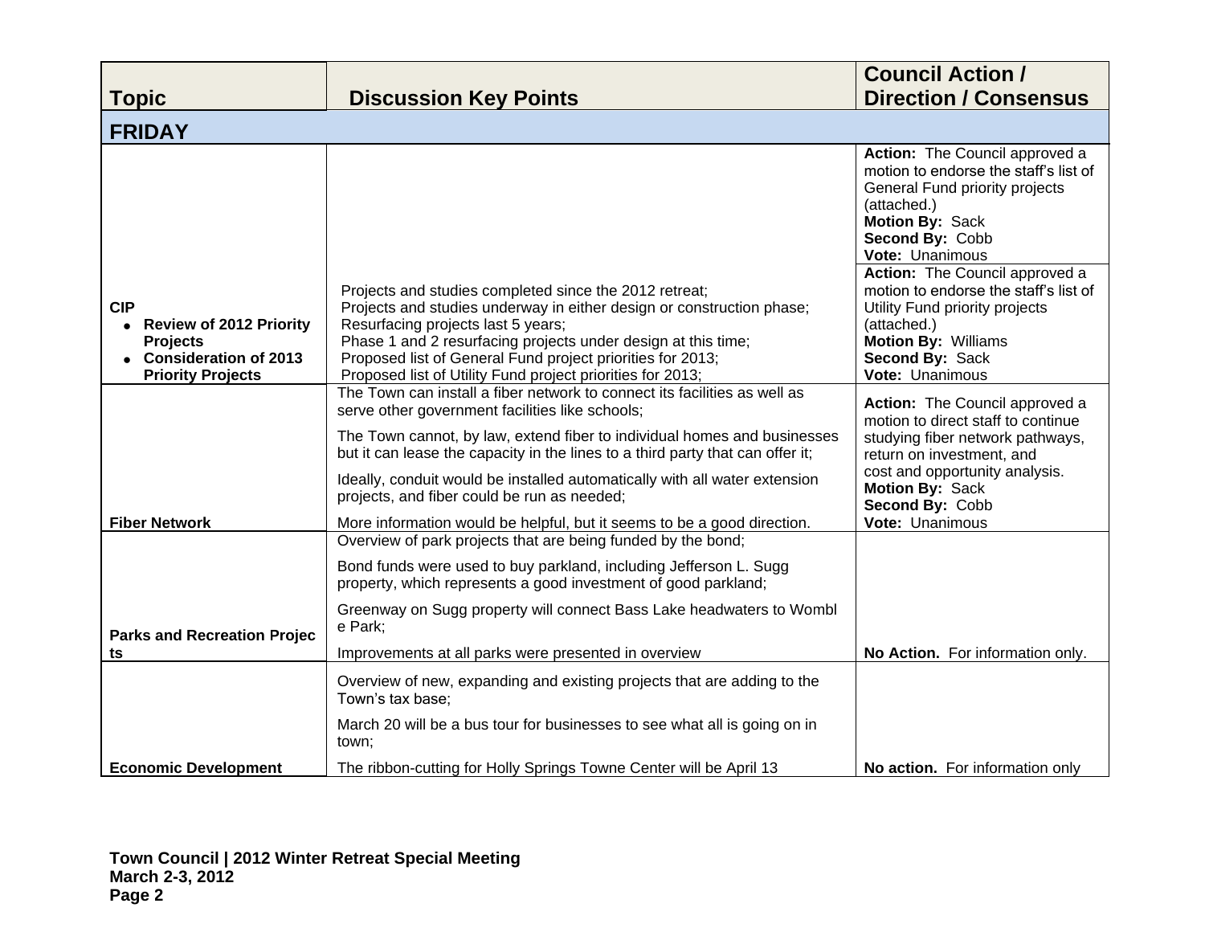| Topic | Discussion Key Points | Council Action / Direction / Consensus |
|---|---|---|
| **FRIDAY** | | |
| **CIP**<br>• **Review of 2012 Priority Projects**<br>• **Consideration of 2013 Priority Projects** | Projects and studies completed since the 2012 retreat;<br>Projects and studies underway in either design or construction phase;<br>Resurfacing projects last 5 years;<br>Phase 1 and 2 resurfacing projects under design at this time;<br>Proposed list of General Fund project priorities for 2013;<br>Proposed list of Utility Fund project priorities for 2013; | **Action:** The Council approved a motion to endorse the staff's list of General Fund priority projects (attached.)<br>**Motion By:** Sack<br>**Second By:** Cobb<br>**Vote:** Unanimous<br><br>**Action:** The Council approved a motion to endorse the staff's list of Utility Fund priority projects (attached.)<br>**Motion By:** Williams<br>**Second By:** Sack<br>**Vote:** Unanimous |
| **Fiber Network** | The Town can install a fiber network to connect its facilities as well as serve other government facilities like schools;<br>The Town cannot, by law, extend fiber to individual homes and businesses but it can lease the capacity in the lines to a third party that can offer it;<br>Ideally, conduit would be installed automatically with all water extension projects, and fiber could be run as needed;<br>More information would be helpful, but it seems to be a good direction. | **Action:** The Council approved a motion to direct staff to continue studying fiber network pathways, return on investment, and cost and opportunity analysis.<br>**Motion By:** Sack<br>**Second By:** Cobb<br>**Vote:** Unanimous |
| **Parks and Recreation Projects** | Overview of park projects that are being funded by the bond;<br>Bond funds were used to buy parkland, including Jefferson L. Sugg property, which represents a good investment of good parkland;<br>Greenway on Sugg property will connect Bass Lake headwaters to Womble Park;<br>Improvements at all parks were presented in overview | **No Action.** For information only. |
| **Economic Development** | Overview of new, expanding and existing projects that are adding to the Town's tax base;<br>March 20 will be a bus tour for businesses to see what all is going on in town;<br>The ribbon-cutting for Holly Springs Towne Center will be April 13 | **No action.** For information only |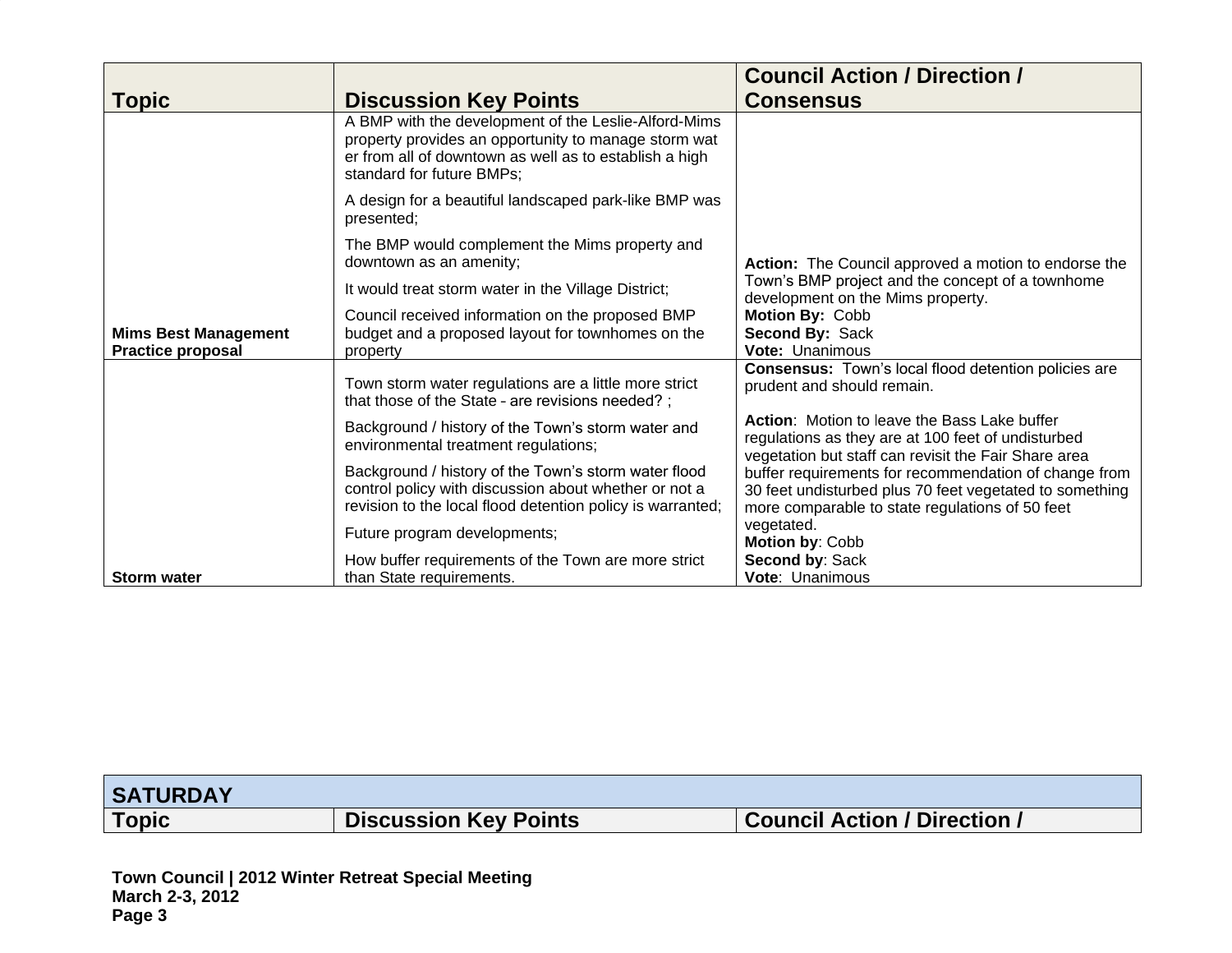| Topic | Discussion Key Points | Council Action / Direction / Consensus |
| --- | --- | --- |
| **Mims Best Management Practice proposal** | A BMP with the development of the Leslie-Alford-Mims property provides an opportunity to manage storm water from all of downtown as well as to establish a high standard for future BMPs;<br><br>A design for a beautiful landscaped park-like BMP was presented;<br><br>The BMP would complement the Mims property and downtown as an amenity;<br><br>It would treat storm water in the Village District;<br><br>Council received information on the proposed BMP budget and a proposed layout for townhomes on the property | **Action:** The Council approved a motion to endorse the Town's BMP project and the concept of a townhome development on the Mims property.<br>**Motion By:** Cobb<br>**Second By:** Sack<br>**Vote:** Unanimous |
| **Storm water** | Town storm water regulations are a little more strict that those of the State - are revisions needed? ;<br><br>Background / history of the Town's storm water and environmental treatment regulations;<br><br>Background / history of the Town's storm water flood control policy with discussion about whether or not a revision to the local flood detention policy is warranted;<br><br>Future program developments;<br><br>How buffer requirements of the Town are more strict than State requirements. | **Consensus:** Town's local flood detention policies are prudent and should remain.<br><br>**Action**: Motion to leave the Bass Lake buffer regulations as they are at 100 feet of undisturbed vegetation but staff can revisit the Fair Share area buffer requirements for recommendation of change from 30 feet undisturbed plus 70 feet vegetated to something more comparable to state regulations of 50 feet vegetated.<br>**Motion by**: Cobb<br>**Second by**: Sack<br>**Vote**: Unanimous |

| SATURDAY | | |
| --- | --- | --- |
| **Topic** | **Discussion Key Points** | **Council Action / Direction /** |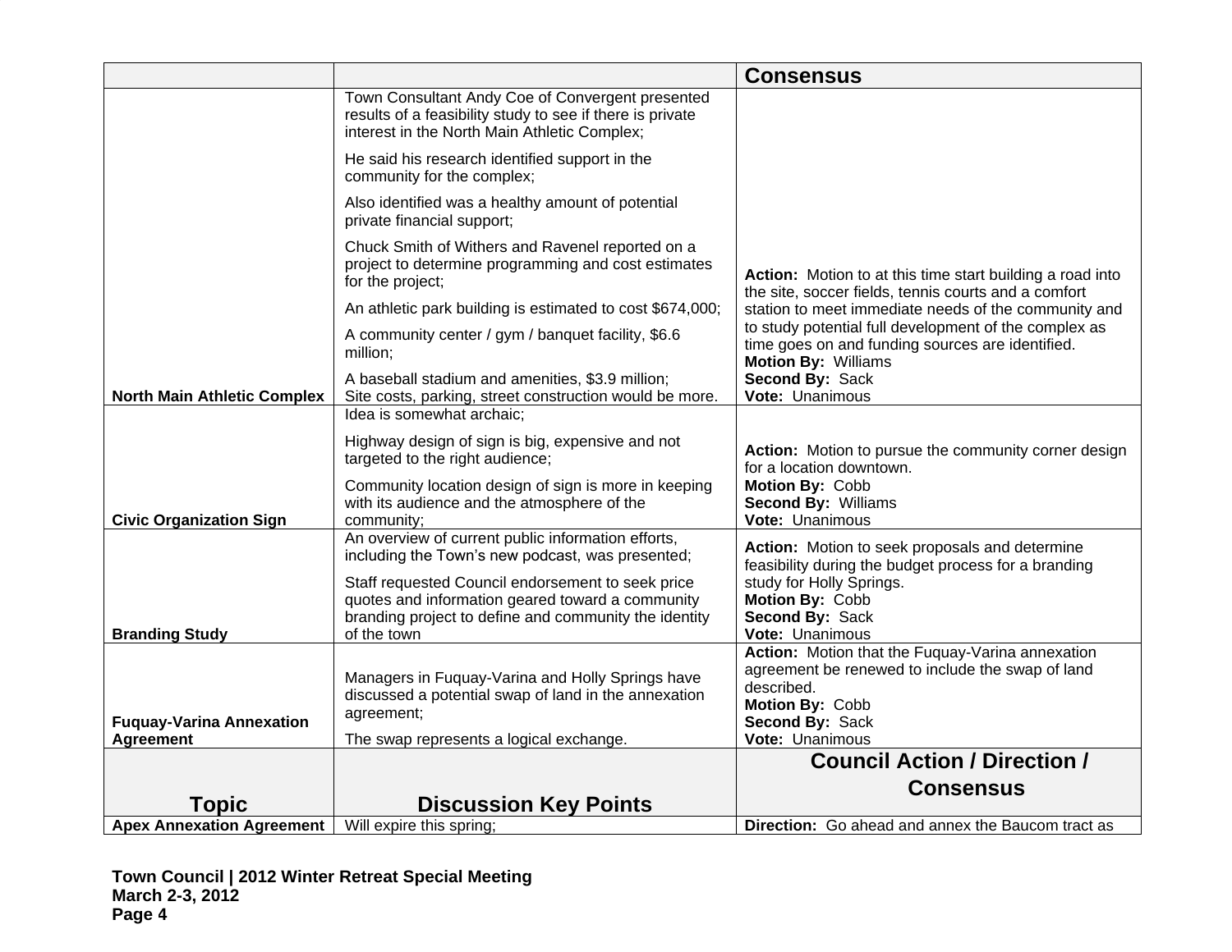| | | Consensus |
|---|---|---|
| North Main Athletic Complex | Town Consultant Andy Coe of Convergent presented results of a feasibility study to see if there is private interest in the North Main Athletic Complex;<br><br>He said his research identified support in the community for the complex;<br><br>Also identified was a healthy amount of potential private financial support;<br><br>Chuck Smith of Withers and Ravenel reported on a project to determine programming and cost estimates for the project;<br><br>An athletic park building is estimated to cost $674,000;<br><br>A community center / gym / banquet facility, $6.6 million;<br><br>A baseball stadium and amenities, $3.9 million;<br>Site costs, parking, street construction would be more. | **Action:** Motion to at this time start building a road into the site, soccer fields, tennis courts and a comfort station to meet immediate needs of the community and to study potential full development of the complex as time goes on and funding sources are identified.<br>**Motion By:** Williams<br>**Second By:** Sack<br>**Vote:** Unanimous |
| Civic Organization Sign | Idea is somewhat archaic;<br><br>Highway design of sign is big, expensive and not targeted to the right audience;<br><br>Community location design of sign is more in keeping with its audience and the atmosphere of the community; | **Action:** Motion to pursue the community corner design for a location downtown.<br>**Motion By:** Cobb<br>**Second By:** Williams<br>**Vote:** Unanimous |
| Branding Study | An overview of current public information efforts, including the Town's new podcast, was presented;<br><br>Staff requested Council endorsement to seek price quotes and information geared toward a community branding project to define and community the identity of the town | **Action:** Motion to seek proposals and determine feasibility during the budget process for a branding study for Holly Springs.<br>**Motion By:** Cobb<br>**Second By:** Sack<br>**Vote:** Unanimous |
| Fuquay-Varina Annexation Agreement | Managers in Fuquay-Varina and Holly Springs have discussed a potential swap of land in the annexation agreement;<br><br>The swap represents a logical exchange. | **Action:** Motion that the Fuquay-Varina annexation agreement be renewed to include the swap of land described.<br>**Motion By:** Cobb<br>**Second By:** Sack<br>**Vote:** Unanimous |

| Topic | Discussion Key Points | Council Action / Direction / Consensus |
|---|---|---|
| Apex Annexation Agreement | Will expire this spring; | **Direction:** Go ahead and annex the Baucom tract as |

**Town Council | 2012 Winter Retreat Special Meeting**
**March 2-3, 2012**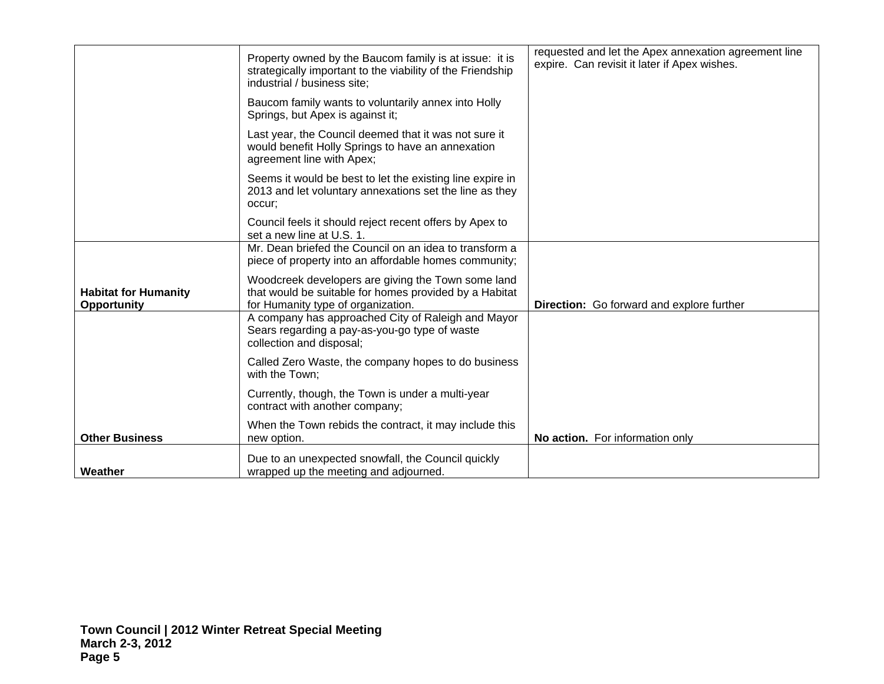| | | |
|---|---|---|
| | Property owned by the Baucom family is at issue: it is strategically important to the viability of the Friendship industrial / business site;<br><br>Baucom family wants to voluntarily annex into Holly Springs, but Apex is against it;<br><br>Last year, the Council deemed that it was not sure it would benefit Holly Springs to have an annexation agreement line with Apex;<br><br>Seems it would be best to let the existing line expire in 2013 and let voluntary annexations set the line as they occur;<br><br>Council feels it should reject recent offers by Apex to set a new line at U.S. 1. | requested and let the Apex annexation agreement line expire. Can revisit it later if Apex wishes. |
| **Habitat for Humanity Opportunity** | Mr. Dean briefed the Council on an idea to transform a piece of property into an affordable homes community;<br><br>Woodcreek developers are giving the Town some land that would be suitable for homes provided by a Habitat for Humanity type of organization. | **Direction:** Go forward and explore further |
| **Other Business** | A company has approached City of Raleigh and Mayor Sears regarding a pay-as-you-go type of waste collection and disposal;<br><br>Called Zero Waste, the company hopes to do business with the Town;<br><br>Currently, though, the Town is under a multi-year contract with another company;<br><br>When the Town rebids the contract, it may include this new option. | **No action.** For information only |
| **Weather** | Due to an unexpected snowfall, the Council quickly wrapped up the meeting and adjourned. | |